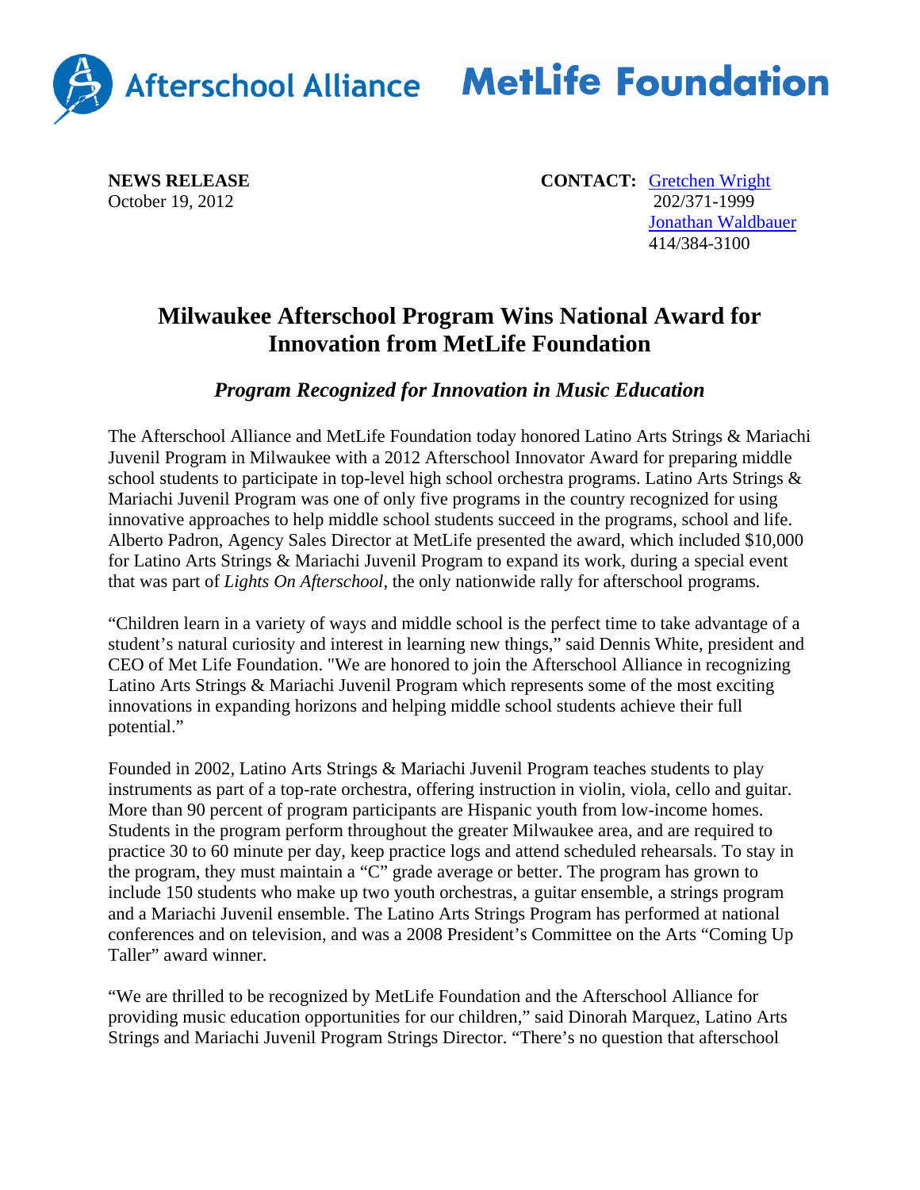Afterschool Alliance MetLife Foundation

**NEWS RELEASE**
October 19, 2012

**CONTACT:** [Gretchen Wright](#)
202/371-1999
[Jonathan Waldbauer](#)
414/384-3100

# Milwaukee Afterschool Program Wins National Award for Innovation from MetLife Foundation

### *Program Recognized for Innovation in Music Education*

The Afterschool Alliance and MetLife Foundation today honored Latino Arts Strings & Mariachi Juvenil Program in Milwaukee with a 2012 Afterschool Innovator Award for preparing middle school students to participate in top-level high school orchestra programs. Latino Arts Strings & Mariachi Juvenil Program was one of only five programs in the country recognized for using innovative approaches to help middle school students succeed in the programs, school and life. Alberto Padron, Agency Sales Director at MetLife presented the award, which included $10,000 for Latino Arts Strings & Mariachi Juvenil Program to expand its work, during a special event that was part of *Lights On Afterschool*, the only nationwide rally for afterschool programs.

"Children learn in a variety of ways and middle school is the perfect time to take advantage of a student's natural curiosity and interest in learning new things," said Dennis White, president and CEO of Met Life Foundation. "We are honored to join the Afterschool Alliance in recognizing Latino Arts Strings & Mariachi Juvenil Program which represents some of the most exciting innovations in expanding horizons and helping middle school students achieve their full potential."

Founded in 2002, Latino Arts Strings & Mariachi Juvenil Program teaches students to play instruments as part of a top-rate orchestra, offering instruction in violin, viola, cello and guitar. More than 90 percent of program participants are Hispanic youth from low-income homes. Students in the program perform throughout the greater Milwaukee area, and are required to practice 30 to 60 minute per day, keep practice logs and attend scheduled rehearsals. To stay in the program, they must maintain a "C" grade average or better. The program has grown to include 150 students who make up two youth orchestras, a guitar ensemble, a strings program and a Mariachi Juvenil ensemble. The Latino Arts Strings Program has performed at national conferences and on television, and was a 2008 President's Committee on the Arts "Coming Up Taller" award winner.

"We are thrilled to be recognized by MetLife Foundation and the Afterschool Alliance for providing music education opportunities for our children," said Dinorah Marquez, Latino Arts Strings and Mariachi Juvenil Program Strings Director. "There's no question that afterschool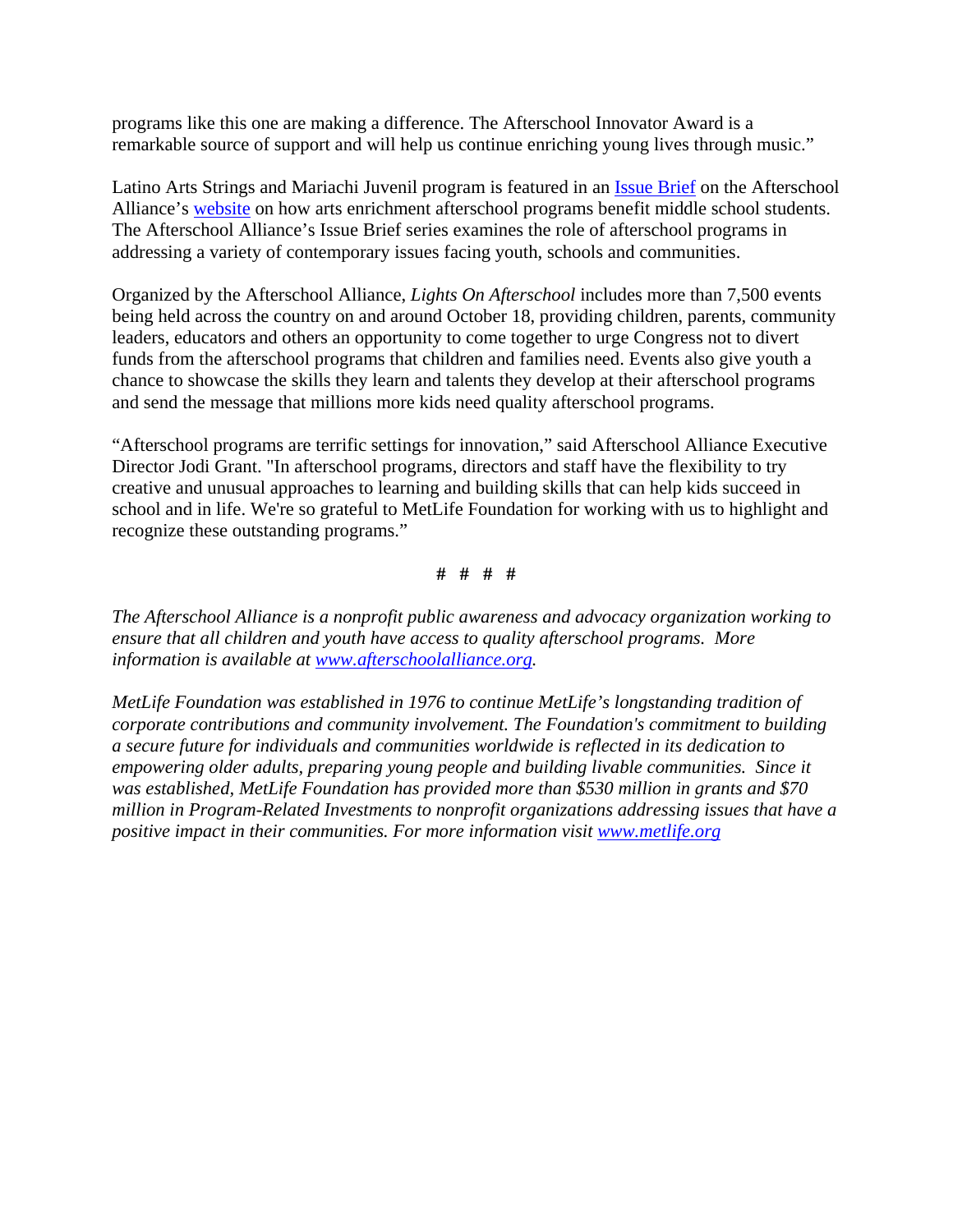programs like this one are making a difference. The Afterschool Innovator Award is a remarkable source of support and will help us continue enriching young lives through music."

Latino Arts Strings and Mariachi Juvenil program is featured in an [Issue Brief]() on the Afterschool Alliance's [website]() on how arts enrichment afterschool programs benefit middle school students. The Afterschool Alliance's Issue Brief series examines the role of afterschool programs in addressing a variety of contemporary issues facing youth, schools and communities.

Organized by the Afterschool Alliance, *Lights On Afterschool* includes more than 7,500 events being held across the country on and around October 18, providing children, parents, community leaders, educators and others an opportunity to come together to urge Congress not to divert funds from the afterschool programs that children and families need. Events also give youth a chance to showcase the skills they learn and talents they develop at their afterschool programs and send the message that millions more kids need quality afterschool programs.

"Afterschool programs are terrific settings for innovation," said Afterschool Alliance Executive Director Jodi Grant. "In afterschool programs, directors and staff have the flexibility to try creative and unusual approaches to learning and building skills that can help kids succeed in school and in life. We're so grateful to MetLife Foundation for working with us to highlight and recognize these outstanding programs."

# # # #

*The Afterschool Alliance is a nonprofit public awareness and advocacy organization working to ensure that all children and youth have access to quality afterschool programs. More information is available at [www.afterschoolalliance.org](www.afterschoolalliance.org).*

*MetLife Foundation was established in 1976 to continue MetLife's longstanding tradition of corporate contributions and community involvement. The Foundation's commitment to building a secure future for individuals and communities worldwide is reflected in its dedication to empowering older adults, preparing young people and building livable communities. Since it was established, MetLife Foundation has provided more than $530 million in grants and $70 million in Program-Related Investments to nonprofit organizations addressing issues that have a positive impact in their communities. For more information visit [www.metlife.org](www.metlife.org)*